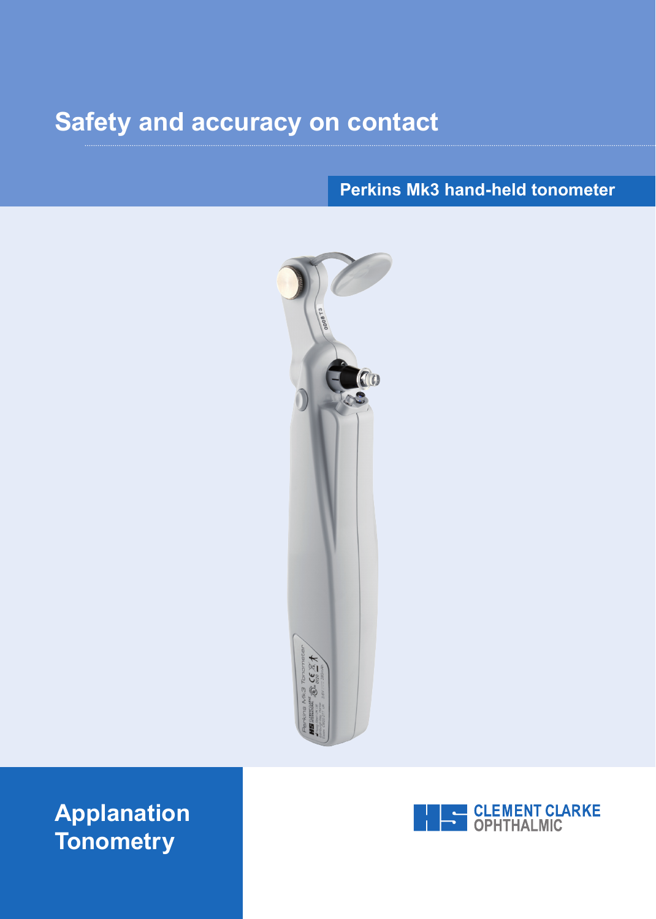# Safety and accuracy on contact

## Perkins Mk3 hand-held tonometer

## Applanation Tonometry

CLEMENT CLARKE OPHTHALMIC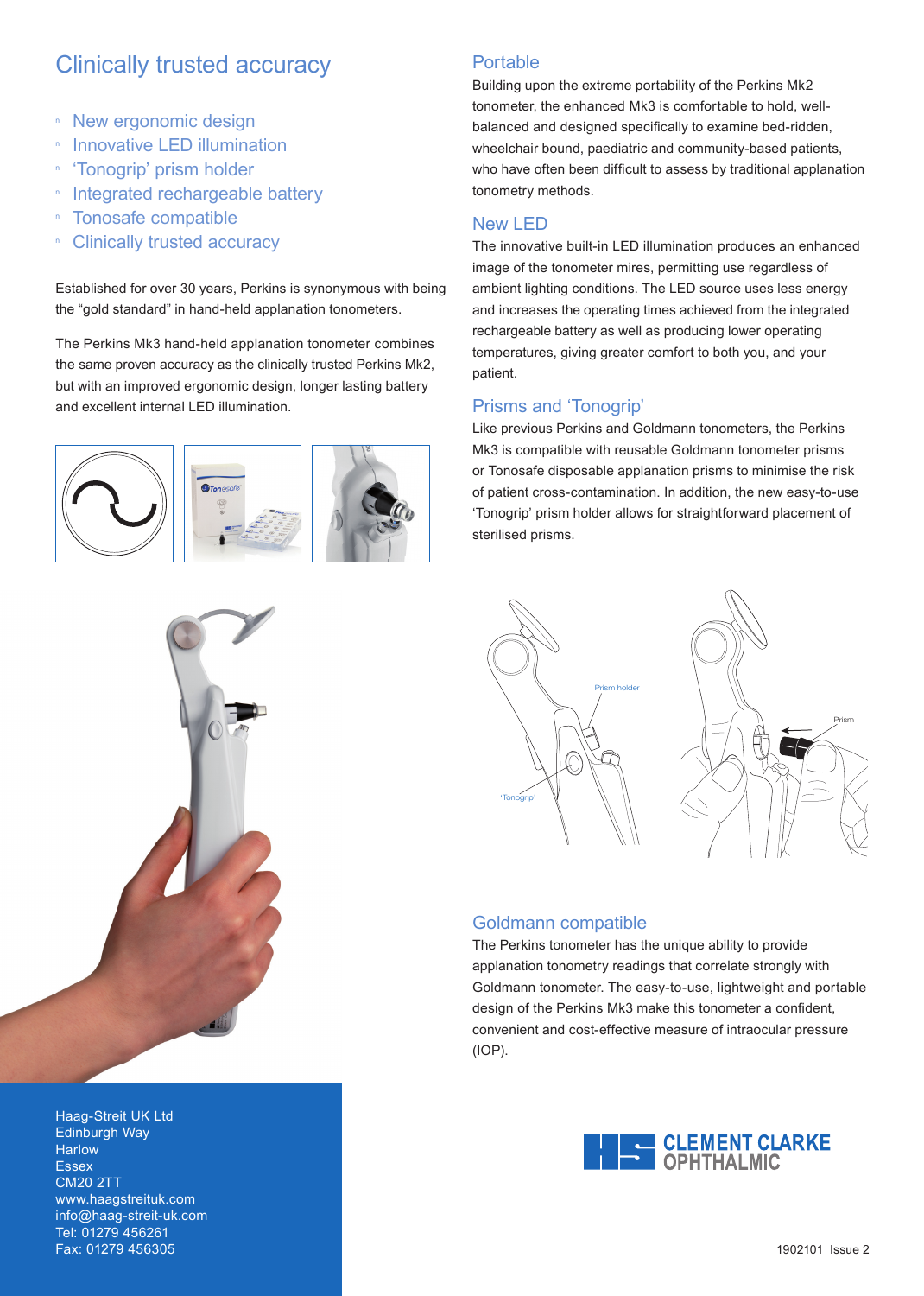## Clinically trusted accuracy

- New ergonomic design
- Innovative LED illumination
- 'Tonogrip' prism holder
- Integrated rechargeable battery
- Tonosafe compatible
- Clinically trusted accuracy

Established for over 30 years, Perkins is synonymous with being the "gold standard" in hand-held applanation tonometers.

The Perkins Mk3 hand-held applanation tonometer combines the same proven accuracy as the clinically trusted Perkins Mk2, but with an improved ergonomic design, longer lasting battery and excellent internal LED illumination.

### Portable

Building upon the extreme portability of the Perkins Mk2 tonometer, the enhanced Mk3 is comfortable to hold, well-balanced and designed specifically to examine bed-ridden, wheelchair bound, paediatric and community-based patients, who have often been difficult to assess by traditional applanation tonometry methods.

### New LED

The innovative built-in LED illumination produces an enhanced image of the tonometer mires, permitting use regardless of ambient lighting conditions. The LED source uses less energy and increases the operating times achieved from the integrated rechargeable battery as well as producing lower operating temperatures, giving greater comfort to both you, and your patient.

### Prisms and 'Tonogrip'

Like previous Perkins and Goldmann tonometers, the Perkins Mk3 is compatible with reusable Goldmann tonometer prisms or Tonosafe disposable applanation prisms to minimise the risk of patient cross-contamination. In addition, the new easy-to-use 'Tonogrip' prism holder allows for straightforward placement of sterilised prisms.

Prism holder

'Tonogrip'

Prism

### Goldmann compatible

The Perkins tonometer has the unique ability to provide applanation tonometry readings that correlate strongly with Goldmann tonometer. The easy-to-use, lightweight and portable design of the Perkins Mk3 make this tonometer a confident, convenient and cost-effective measure of intraocular pressure (IOP).

Haag-Streit UK Ltd
Edinburgh Way
Harlow
Essex
CM20 2TT
www.haagstreituk.com
info@haag-streit-uk.com
Tel: 01279 456261
Fax: 01279 456305

CLEMENT CLARKE OPHTHALMIC

1902101 Issue 2